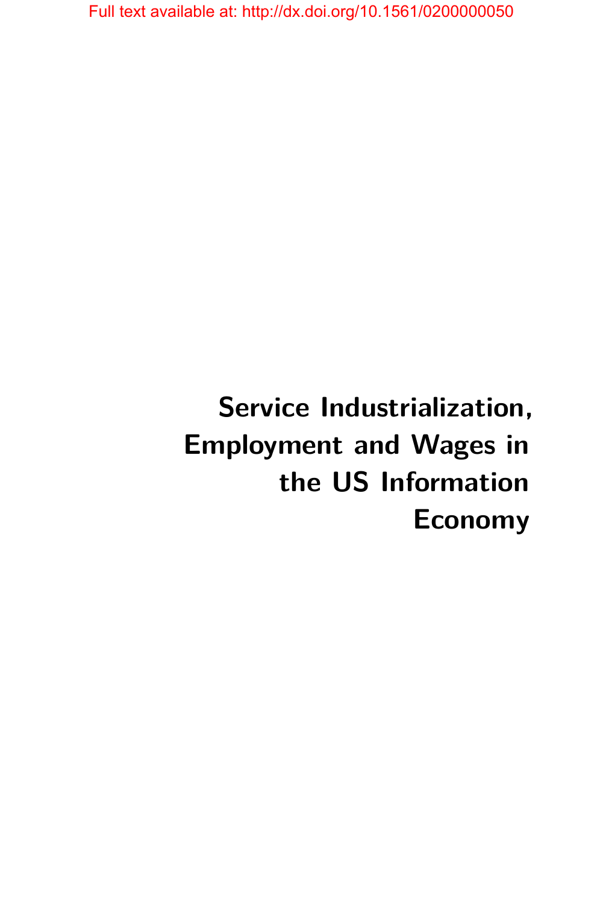Full text available at: http://dx.doi.org/10.1561/0200000050

# Service Industrialization, Employment and Wages in the US Information Economy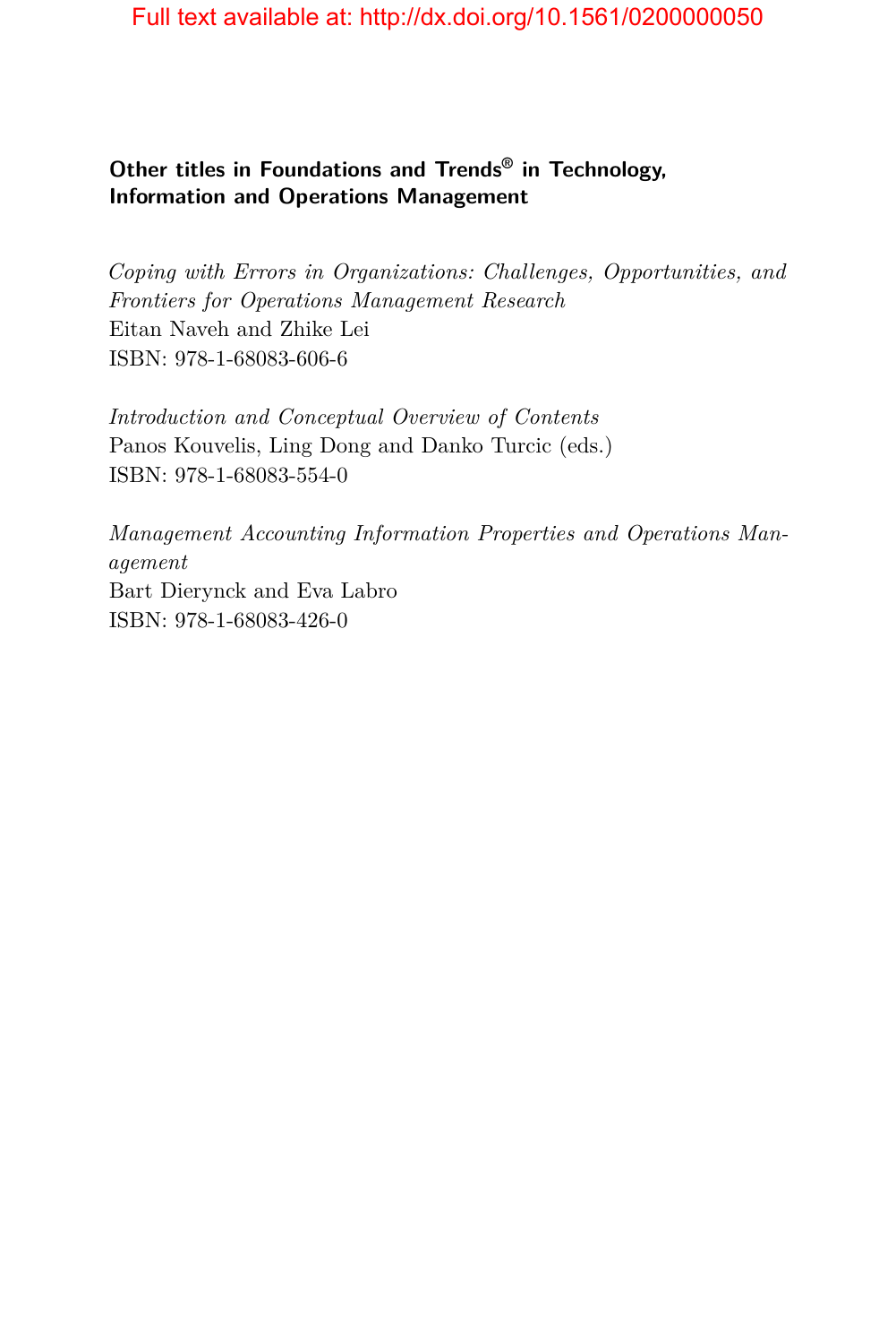## Other titles in Foundations and Trends® in Technology, Information and Operations Management

*Coping with Errors in Organizations: Challenges, Opportunities, and Frontiers for Operations Management Research*
Eitan Naveh and Zhike Lei
ISBN: 978-1-68083-606-6

*Introduction and Conceptual Overview of Contents*
Panos Kouvelis, Ling Dong and Danko Turcic (eds.)
ISBN: 978-1-68083-554-0

*Management Accounting Information Properties and Operations Management*
Bart Dierynck and Eva Labro
ISBN: 978-1-68083-426-0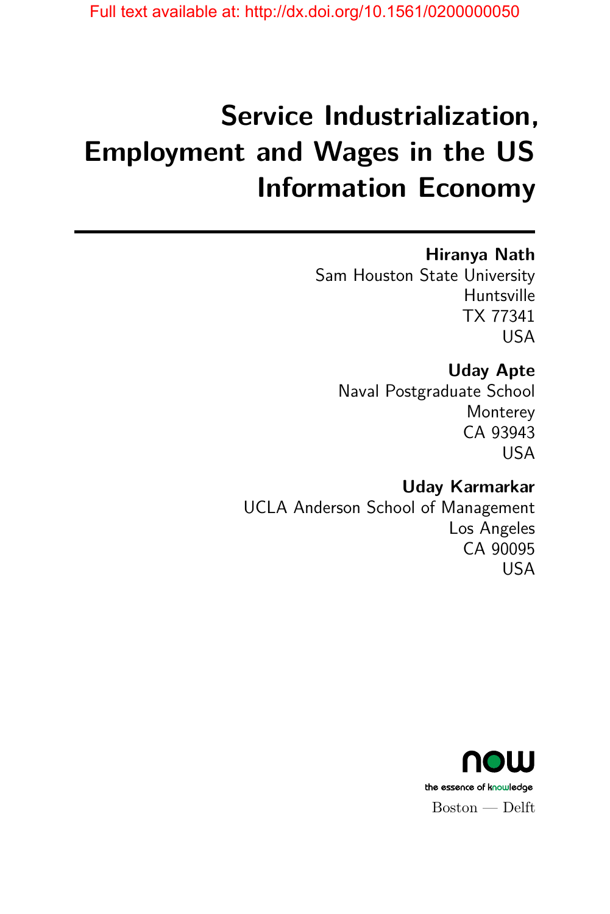Full text available at: http://dx.doi.org/10.1561/0200000050

# Service Industrialization, Employment and Wages in the US Information Economy

**Hiranya Nath**
Sam Houston State University
Huntsville
TX 77341
USA

**Uday Apte**
Naval Postgraduate School
Monterey
CA 93943
USA

**Uday Karmarkar**
UCLA Anderson School of Management
Los Angeles
CA 90095
USA

now
the essence of knowledge
Boston — Delft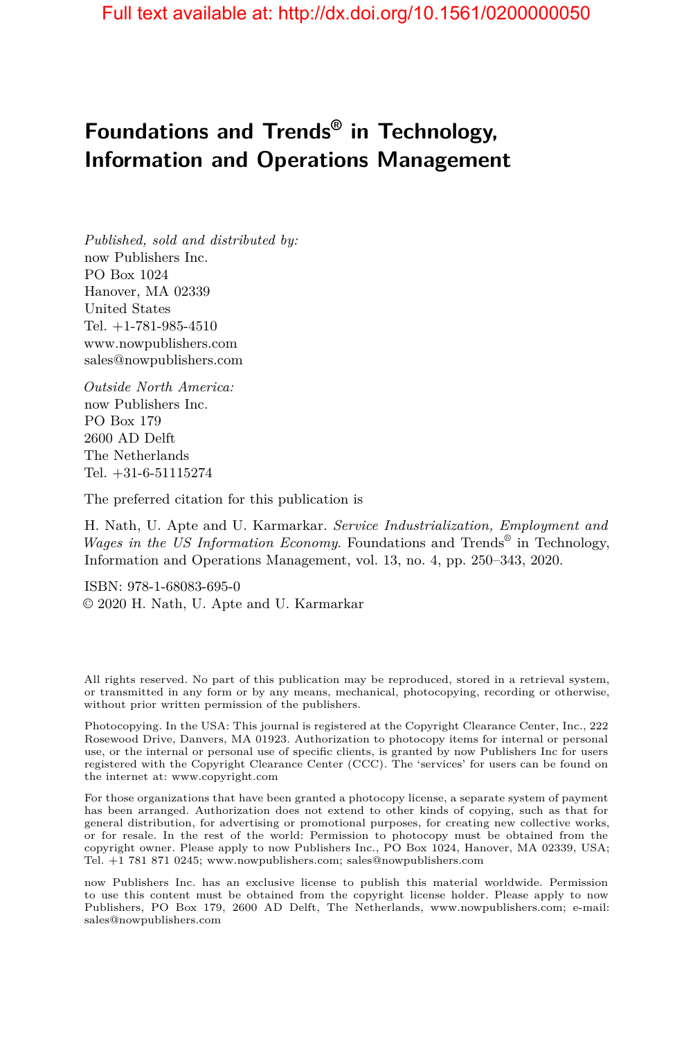Full text available at: http://dx.doi.org/10.1561/0200000050

# Foundations and Trends® in Technology, Information and Operations Management

*Published, sold and distributed by:*
now Publishers Inc.
PO Box 1024
Hanover, MA 02339
United States
Tel. +1-781-985-4510
www.nowpublishers.com
sales@nowpublishers.com

*Outside North America:*
now Publishers Inc.
PO Box 179
2600 AD Delft
The Netherlands
Tel. +31-6-51115274

The preferred citation for this publication is

H. Nath, U. Apte and U. Karmarkar. *Service Industrialization, Employment and Wages in the US Information Economy*. Foundations and Trends® in Technology, Information and Operations Management, vol. 13, no. 4, pp. 250–343, 2020.

ISBN: 978-1-68083-695-0
© 2020 H. Nath, U. Apte and U. Karmarkar

All rights reserved. No part of this publication may be reproduced, stored in a retrieval system, or transmitted in any form or by any means, mechanical, photocopying, recording or otherwise, without prior written permission of the publishers.

Photocopying. In the USA: This journal is registered at the Copyright Clearance Center, Inc., 222 Rosewood Drive, Danvers, MA 01923. Authorization to photocopy items for internal or personal use, or the internal or personal use of specific clients, is granted by now Publishers Inc for users registered with the Copyright Clearance Center (CCC). The 'services' for users can be found on the internet at: www.copyright.com

For those organizations that have been granted a photocopy license, a separate system of payment has been arranged. Authorization does not extend to other kinds of copying, such as that for general distribution, for advertising or promotional purposes, for creating new collective works, or for resale. In the rest of the world: Permission to photocopy must be obtained from the copyright owner. Please apply to now Publishers Inc., PO Box 1024, Hanover, MA 02339, USA; Tel. +1 781 871 0245; www.nowpublishers.com; sales@nowpublishers.com

now Publishers Inc. has an exclusive license to publish this material worldwide. Permission to use this content must be obtained from the copyright license holder. Please apply to now Publishers, PO Box 179, 2600 AD Delft, The Netherlands, www.nowpublishers.com; e-mail: sales@nowpublishers.com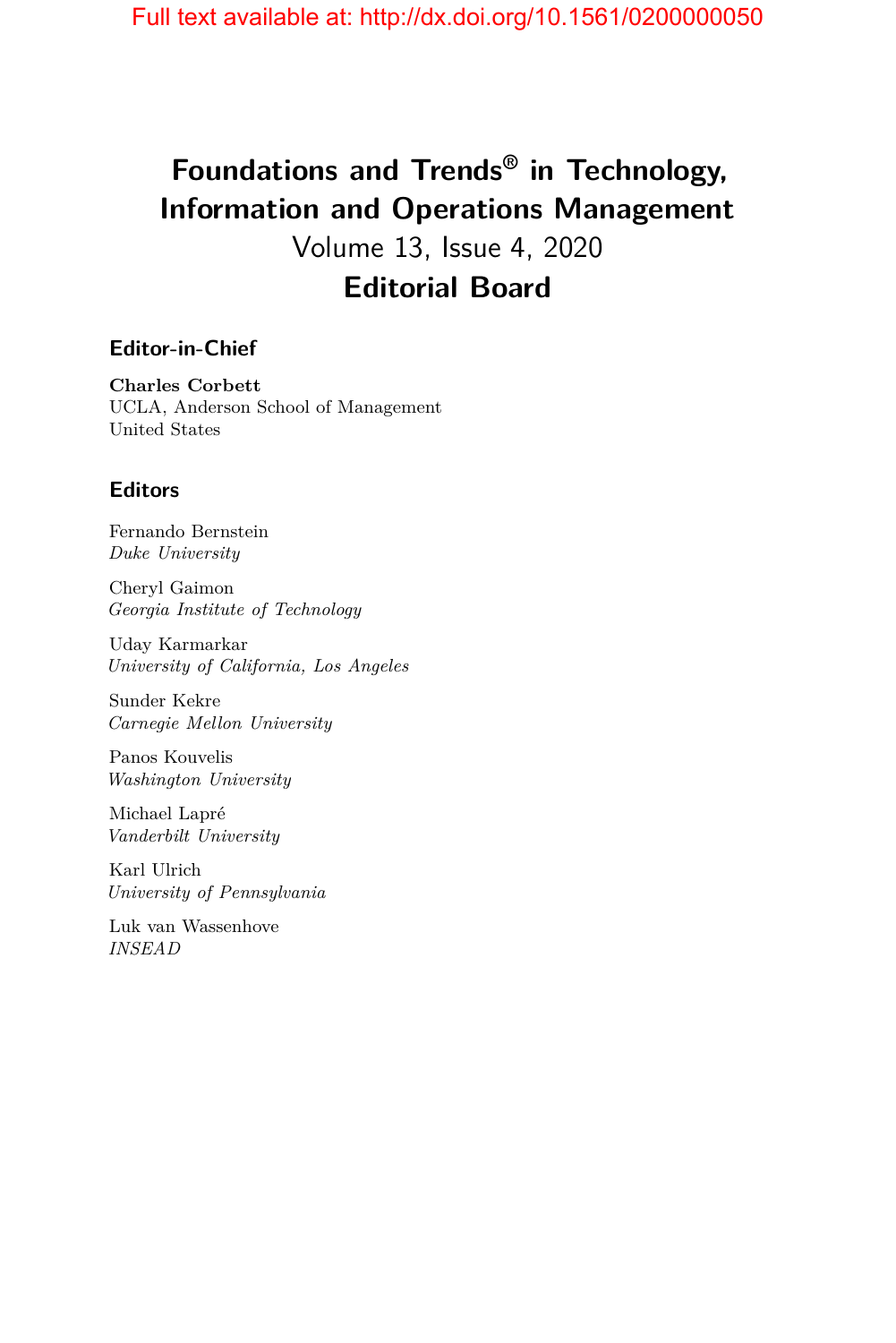# Foundations and Trends® in Technology, Information and Operations Management

Volume 13, Issue 4, 2020

## Editorial Board

### Editor-in-Chief

**Charles Corbett**
UCLA, Anderson School of Management
United States

### Editors

Fernando Bernstein
*Duke University*

Cheryl Gaimon
*Georgia Institute of Technology*

Uday Karmarkar
*University of California, Los Angeles*

Sunder Kekre
*Carnegie Mellon University*

Panos Kouvelis
*Washington University*

Michael Lapré
*Vanderbilt University*

Karl Ulrich
*University of Pennsylvania*

Luk van Wassenhove
*INSEAD*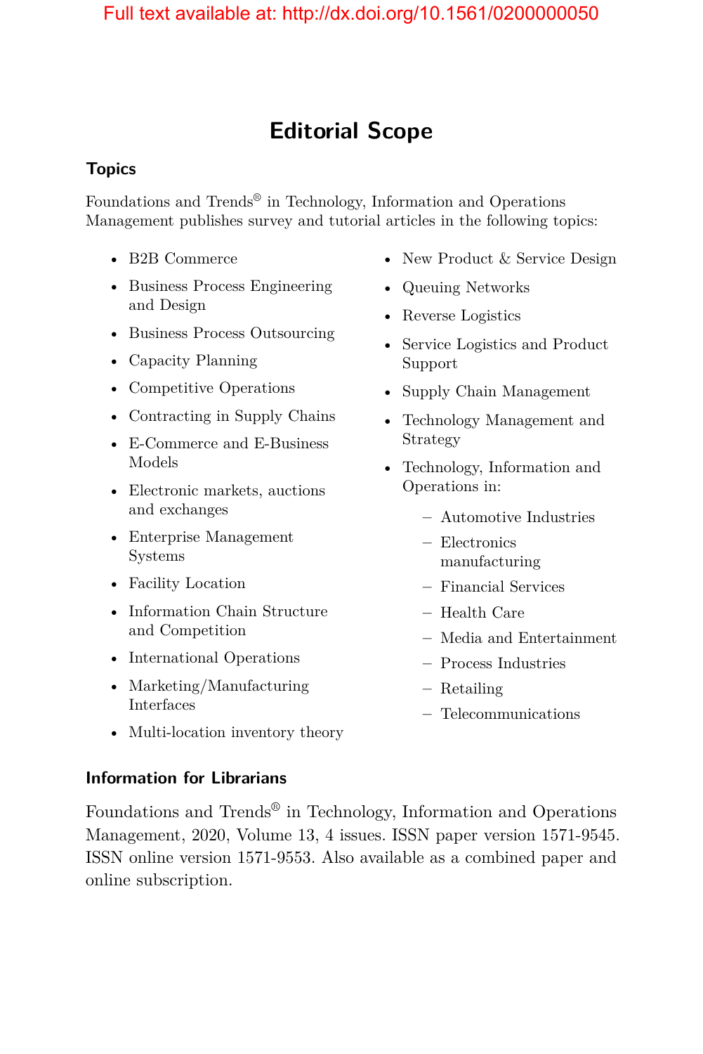# Editorial Scope

## Topics

Foundations and Trends® in Technology, Information and Operations Management publishes survey and tutorial articles in the following topics:

- B2B Commerce
- Business Process Engineering and Design
- Business Process Outsourcing
- Capacity Planning
- Competitive Operations
- Contracting in Supply Chains
- E-Commerce and E-Business Models
- Electronic markets, auctions and exchanges
- Enterprise Management Systems
- Facility Location
- Information Chain Structure and Competition
- International Operations
- Marketing/Manufacturing Interfaces
- Multi-location inventory theory
- New Product & Service Design
- Queuing Networks
- Reverse Logistics
- Service Logistics and Product Support
- Supply Chain Management
- Technology Management and Strategy
- Technology, Information and Operations in:
  - Automotive Industries
  - Electronics manufacturing
  - Financial Services
  - Health Care
  - Media and Entertainment
  - Process Industries
  - Retailing
  - Telecommunications

## Information for Librarians

Foundations and Trends® in Technology, Information and Operations Management, 2020, Volume 13, 4 issues. ISSN paper version 1571-9545. ISSN online version 1571-9553. Also available as a combined paper and online subscription.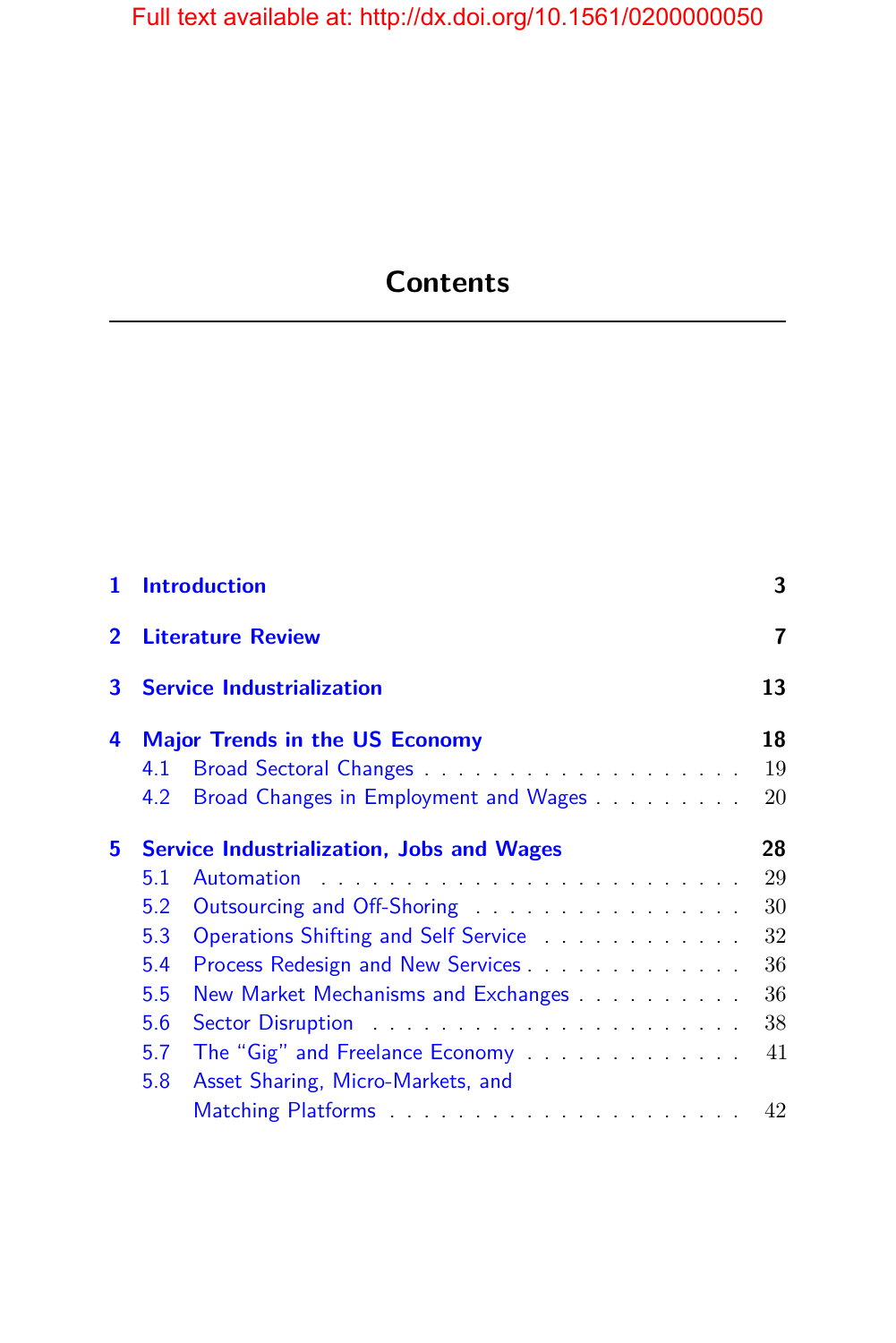# Contents

**1 Introduction** **3**

**2 Literature Review** **7**

**3 Service Industrialization** **13**

**4 Major Trends in the US Economy** **18**

- 4.1 Broad Sectoral Changes . . . . . . . . . . . . . . . . . . . . 19
- 4.2 Broad Changes in Employment and Wages . . . . . . . . . . 20

**5 Service Industrialization, Jobs and Wages** **28**

- 5.1 Automation . . . . . . . . . . . . . . . . . . . . . . . . . . 29
- 5.2 Outsourcing and Off-Shoring . . . . . . . . . . . . . . . . . 30
- 5.3 Operations Shifting and Self Service . . . . . . . . . . . . 32
- 5.4 Process Redesign and New Services . . . . . . . . . . . . . 36
- 5.5 New Market Mechanisms and Exchanges . . . . . . . . . . 36
- 5.6 Sector Disruption . . . . . . . . . . . . . . . . . . . . . . . 38
- 5.7 The "Gig" and Freelance Economy . . . . . . . . . . . . . 41
- 5.8 Asset Sharing, Micro-Markets, and Matching Platforms . . . . . . . . . . . . . . . . . . . . . 42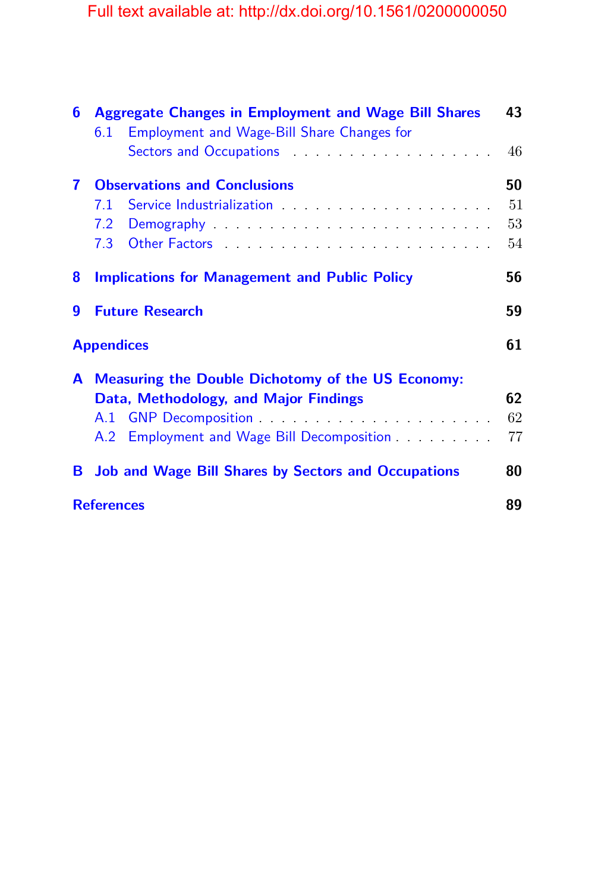**6 Aggregate Changes in Employment and Wage Bill Shares** **43**

6.1 Employment and Wage-Bill Share Changes for Sectors and Occupations . . . . . . . . . . . . . . . . . . . 46

**7 Observations and Conclusions** **50**

7.1 Service Industrialization . . . . . . . . . . . . . . . . . . . . 51

7.2 Demography . . . . . . . . . . . . . . . . . . . . . . . . 53

7.3 Other Factors . . . . . . . . . . . . . . . . . . . . . . . 54

**8 Implications for Management and Public Policy** **56**

**9 Future Research** **59**

**Appendices** **61**

**A Measuring the Double Dichotomy of the US Economy: Data, Methodology, and Major Findings** **62**

A.1 GNP Decomposition . . . . . . . . . . . . . . . . . . . . . 62

A.2 Employment and Wage Bill Decomposition . . . . . . . . . 77

**B Job and Wage Bill Shares by Sectors and Occupations** **80**

**References** **89**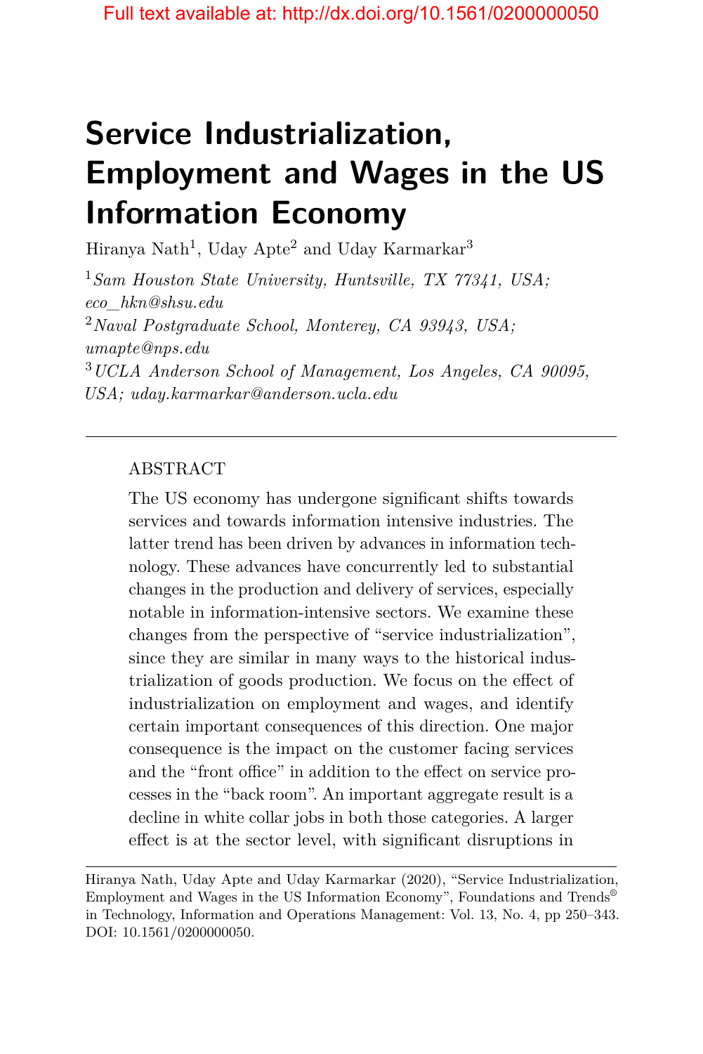# Service Industrialization, Employment and Wages in the US Information Economy

Hiranya Nath[1], Uday Apte[2] and Uday Karmarkar[3]

[1]*Sam Houston State University, Huntsville, TX 77341, USA; eco_hkn@shsu.edu*

[2]*Naval Postgraduate School, Monterey, CA 93943, USA; umapte@nps.edu*

[3]*UCLA Anderson School of Management, Los Angeles, CA 90095, USA; uday.karmarkar@anderson.ucla.edu*

---

ABSTRACT

The US economy has undergone significant shifts towards services and towards information intensive industries. The latter trend has been driven by advances in information technology. These advances have concurrently led to substantial changes in the production and delivery of services, especially notable in information-intensive sectors. We examine these changes from the perspective of "service industrialization", since they are similar in many ways to the historical industrialization of goods production. We focus on the effect of industrialization on employment and wages, and identify certain important consequences of this direction. One major consequence is the impact on the customer facing services and the "front office" in addition to the effect on service processes in the "back room". An important aggregate result is a decline in white collar jobs in both those categories. A larger effect is at the sector level, with significant disruptions in

---

Hiranya Nath, Uday Apte and Uday Karmarkar (2020), "Service Industrialization, Employment and Wages in the US Information Economy", Foundations and Trends® in Technology, Information and Operations Management: Vol. 13, No. 4, pp 250–343. DOI: 10.1561/0200000050.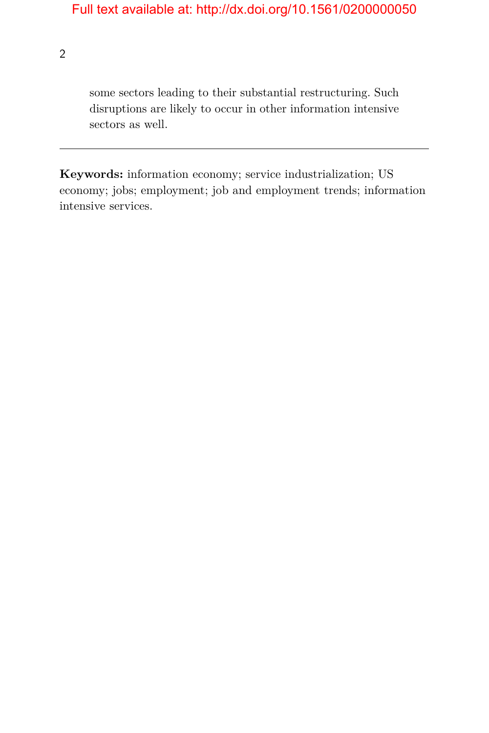some sectors leading to their substantial restructuring. Such disruptions are likely to occur in other information intensive sectors as well.

---

**Keywords:** information economy; service industrialization; US economy; jobs; employment; job and employment trends; information intensive services.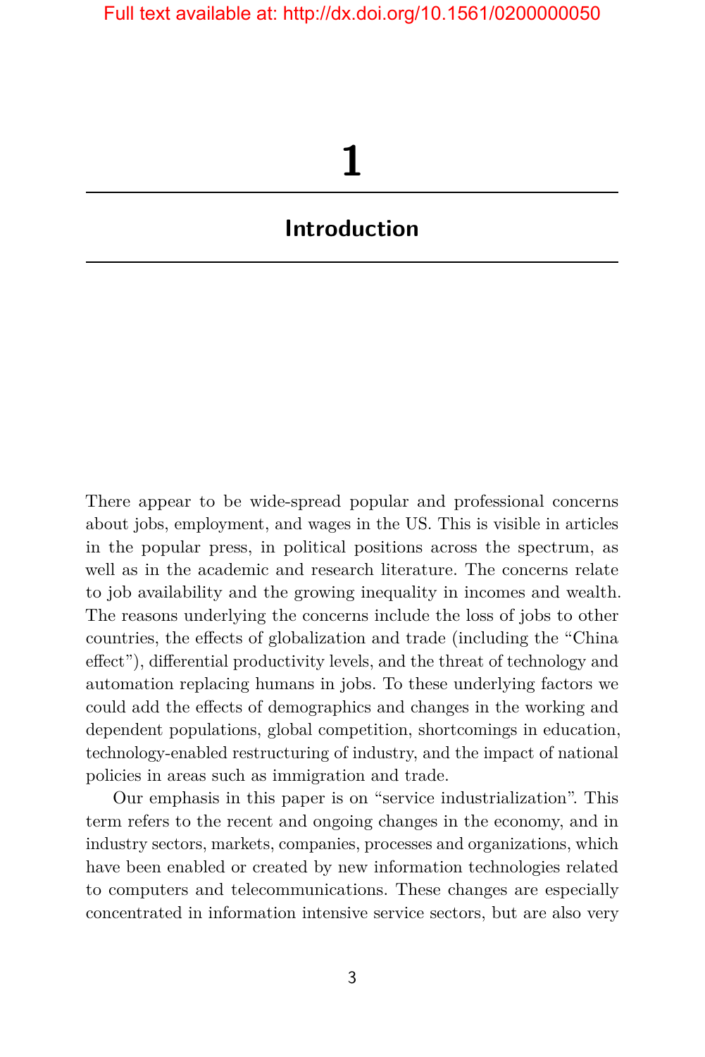# 1

# Introduction

There appear to be wide-spread popular and professional concerns about jobs, employment, and wages in the US. This is visible in articles in the popular press, in political positions across the spectrum, as well as in the academic and research literature. The concerns relate to job availability and the growing inequality in incomes and wealth. The reasons underlying the concerns include the loss of jobs to other countries, the effects of globalization and trade (including the "China effect"), differential productivity levels, and the threat of technology and automation replacing humans in jobs. To these underlying factors we could add the effects of demographics and changes in the working and dependent populations, global competition, shortcomings in education, technology-enabled restructuring of industry, and the impact of national policies in areas such as immigration and trade.

Our emphasis in this paper is on "service industrialization". This term refers to the recent and ongoing changes in the economy, and in industry sectors, markets, companies, processes and organizations, which have been enabled or created by new information technologies related to computers and telecommunications. These changes are especially concentrated in information intensive service sectors, but are also very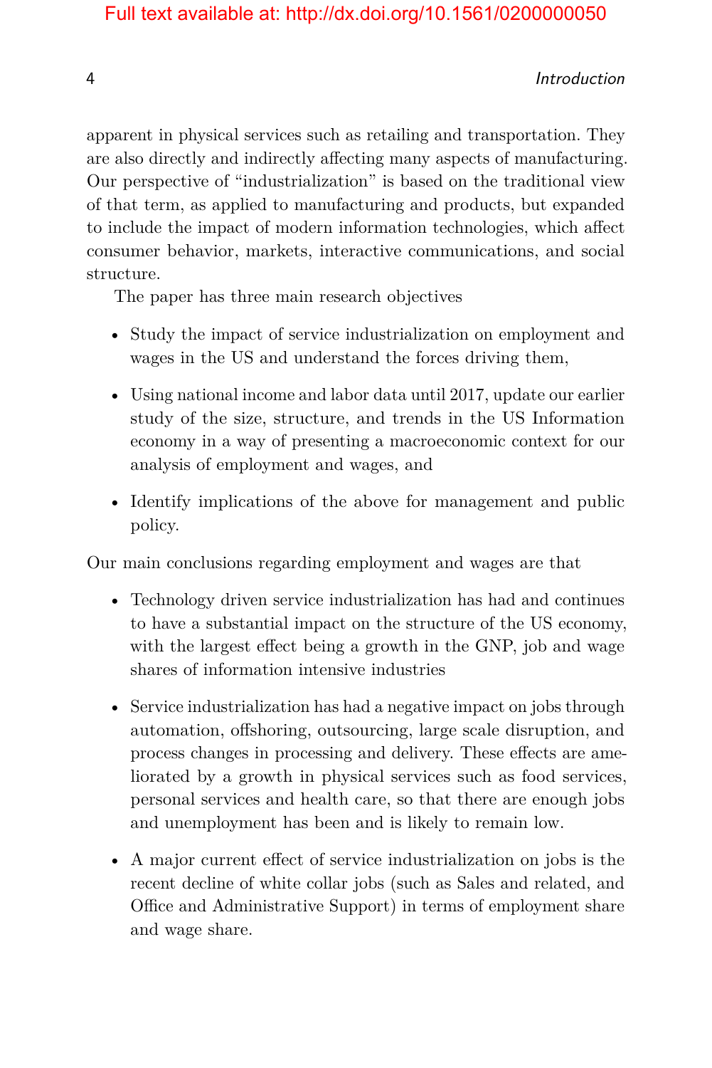apparent in physical services such as retailing and transportation. They are also directly and indirectly affecting many aspects of manufacturing. Our perspective of "industrialization" is based on the traditional view of that term, as applied to manufacturing and products, but expanded to include the impact of modern information technologies, which affect consumer behavior, markets, interactive communications, and social structure.

The paper has three main research objectives

- Study the impact of service industrialization on employment and wages in the US and understand the forces driving them,
- Using national income and labor data until 2017, update our earlier study of the size, structure, and trends in the US Information economy in a way of presenting a macroeconomic context for our analysis of employment and wages, and
- Identify implications of the above for management and public policy.

Our main conclusions regarding employment and wages are that

- Technology driven service industrialization has had and continues to have a substantial impact on the structure of the US economy, with the largest effect being a growth in the GNP, job and wage shares of information intensive industries
- Service industrialization has had a negative impact on jobs through automation, offshoring, outsourcing, large scale disruption, and process changes in processing and delivery. These effects are ameliorated by a growth in physical services such as food services, personal services and health care, so that there are enough jobs and unemployment has been and is likely to remain low.
- A major current effect of service industrialization on jobs is the recent decline of white collar jobs (such as Sales and related, and Office and Administrative Support) in terms of employment share and wage share.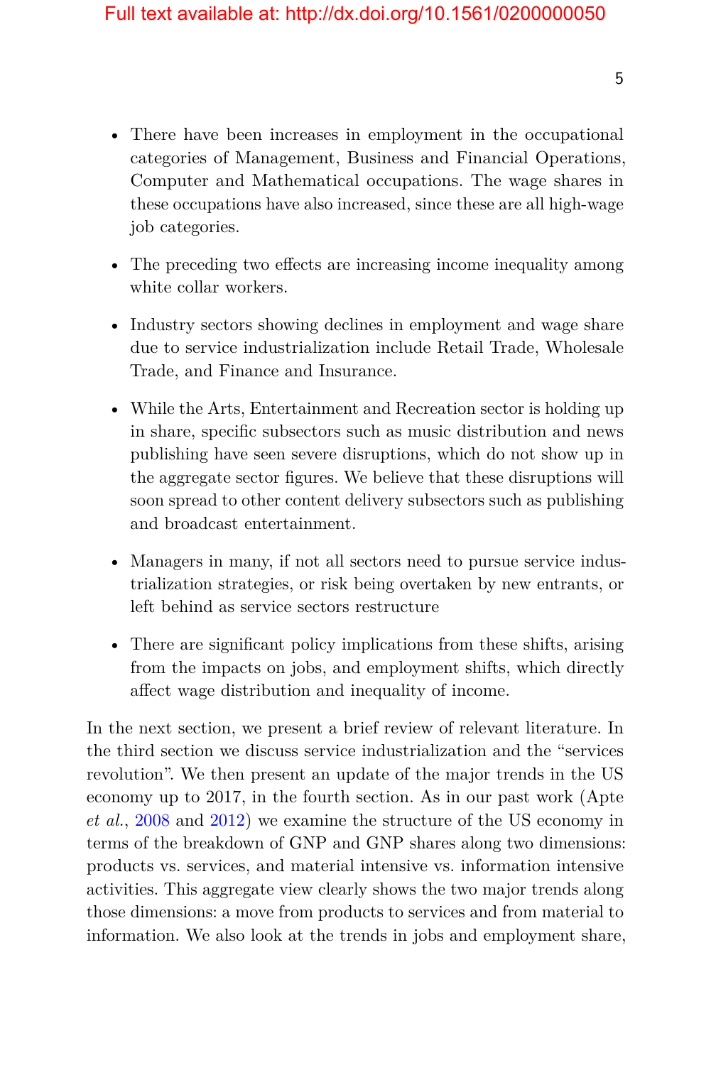- There have been increases in employment in the occupational categories of Management, Business and Financial Operations, Computer and Mathematical occupations. The wage shares in these occupations have also increased, since these are all high-wage job categories.
- The preceding two effects are increasing income inequality among white collar workers.
- Industry sectors showing declines in employment and wage share due to service industrialization include Retail Trade, Wholesale Trade, and Finance and Insurance.
- While the Arts, Entertainment and Recreation sector is holding up in share, specific subsectors such as music distribution and news publishing have seen severe disruptions, which do not show up in the aggregate sector figures. We believe that these disruptions will soon spread to other content delivery subsectors such as publishing and broadcast entertainment.
- Managers in many, if not all sectors need to pursue service industrialization strategies, or risk being overtaken by new entrants, or left behind as service sectors restructure
- There are significant policy implications from these shifts, arising from the impacts on jobs, and employment shifts, which directly affect wage distribution and inequality of income.

In the next section, we present a brief review of relevant literature. In the third section we discuss service industrialization and the "services revolution". We then present an update of the major trends in the US economy up to 2017, in the fourth section. As in our past work (Apte *et al.*, 2008 and 2012) we examine the structure of the US economy in terms of the breakdown of GNP and GNP shares along two dimensions: products vs. services, and material intensive vs. information intensive activities. This aggregate view clearly shows the two major trends along those dimensions: a move from products to services and from material to information. We also look at the trends in jobs and employment share,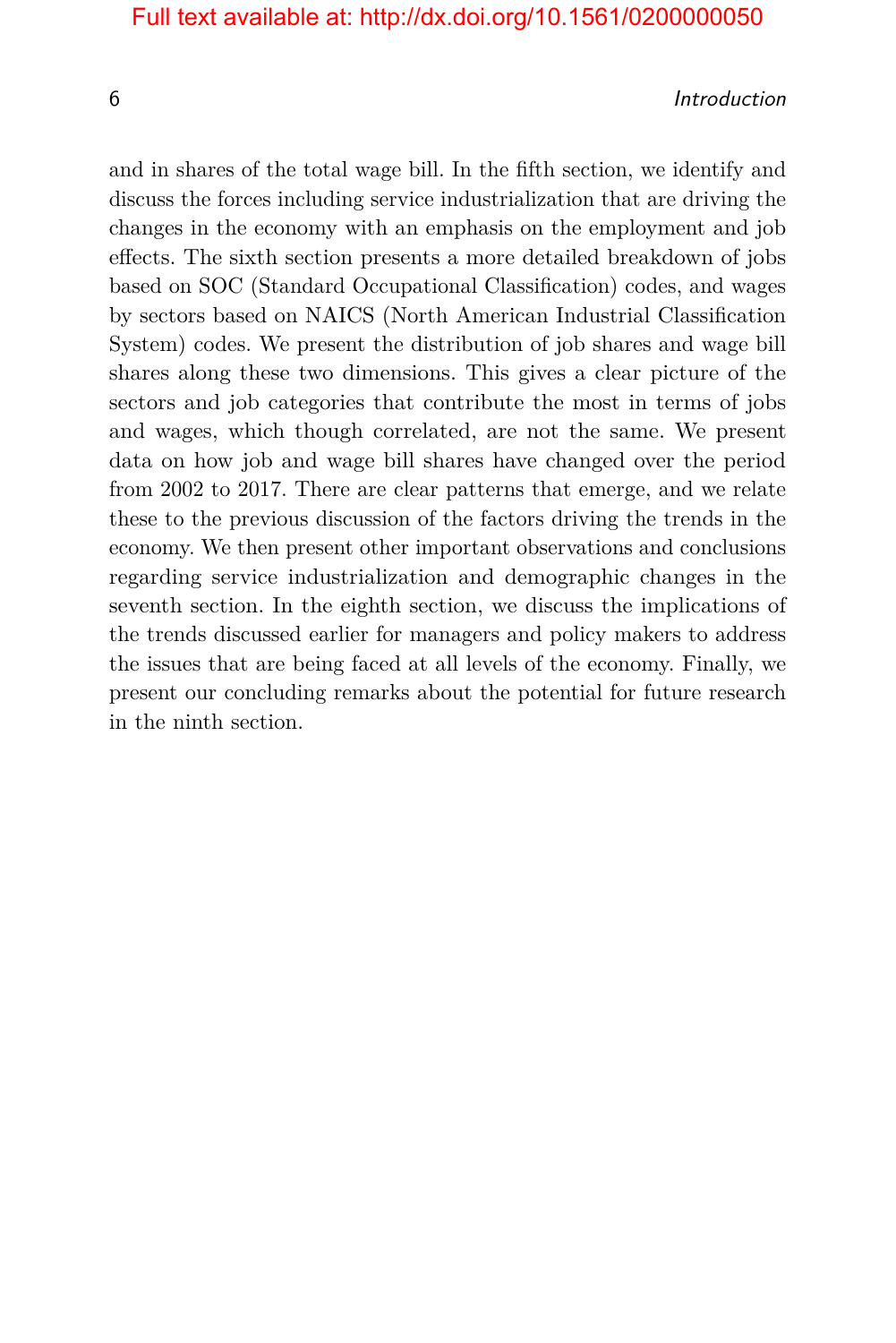and in shares of the total wage bill. In the fifth section, we identify and discuss the forces including service industrialization that are driving the changes in the economy with an emphasis on the employment and job effects. The sixth section presents a more detailed breakdown of jobs based on SOC (Standard Occupational Classification) codes, and wages by sectors based on NAICS (North American Industrial Classification System) codes. We present the distribution of job shares and wage bill shares along these two dimensions. This gives a clear picture of the sectors and job categories that contribute the most in terms of jobs and wages, which though correlated, are not the same. We present data on how job and wage bill shares have changed over the period from 2002 to 2017. There are clear patterns that emerge, and we relate these to the previous discussion of the factors driving the trends in the economy. We then present other important observations and conclusions regarding service industrialization and demographic changes in the seventh section. In the eighth section, we discuss the implications of the trends discussed earlier for managers and policy makers to address the issues that are being faced at all levels of the economy. Finally, we present our concluding remarks about the potential for future research in the ninth section.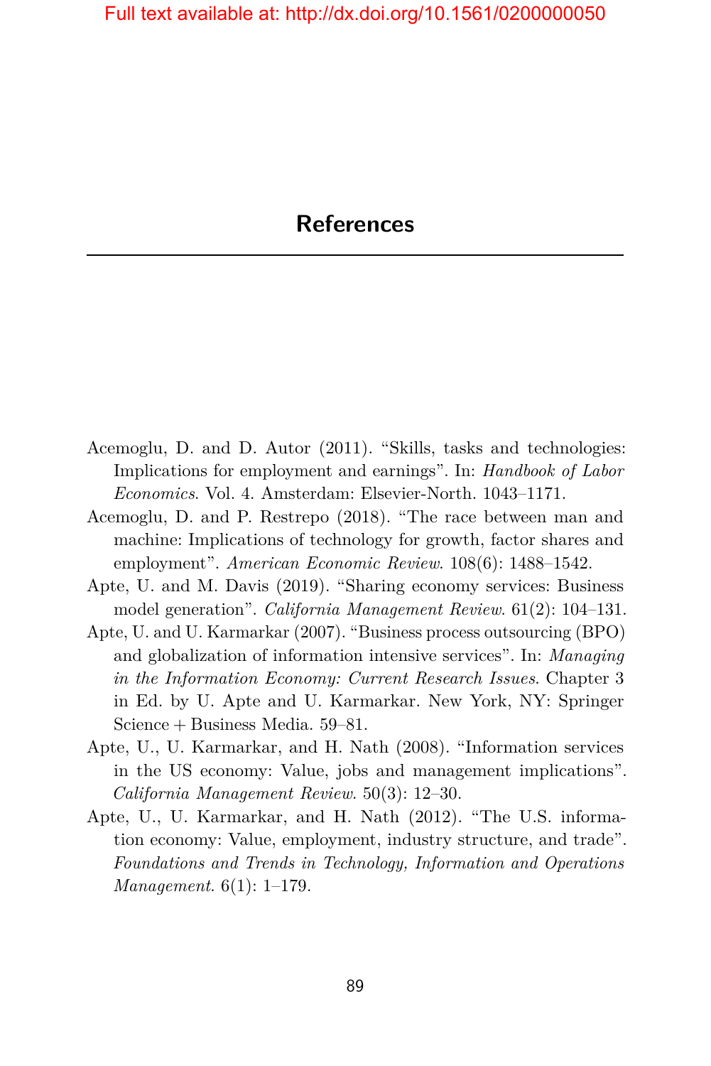# References

Acemoglu, D. and D. Autor (2011). "Skills, tasks and technologies: Implications for employment and earnings". In: *Handbook of Labor Economics*. Vol. 4. Amsterdam: Elsevier-North. 1043–1171.

Acemoglu, D. and P. Restrepo (2018). "The race between man and machine: Implications of technology for growth, factor shares and employment". *American Economic Review*. 108(6): 1488–1542.

Apte, U. and M. Davis (2019). "Sharing economy services: Business model generation". *California Management Review*. 61(2): 104–131.

Apte, U. and U. Karmarkar (2007). "Business process outsourcing (BPO) and globalization of information intensive services". In: *Managing in the Information Economy: Current Research Issues*. Chapter 3 in Ed. by U. Apte and U. Karmarkar. New York, NY: Springer Science + Business Media. 59–81.

Apte, U., U. Karmarkar, and H. Nath (2008). "Information services in the US economy: Value, jobs and management implications". *California Management Review*. 50(3): 12–30.

Apte, U., U. Karmarkar, and H. Nath (2012). "The U.S. information economy: Value, employment, industry structure, and trade". *Foundations and Trends in Technology, Information and Operations Management*. 6(1): 1–179.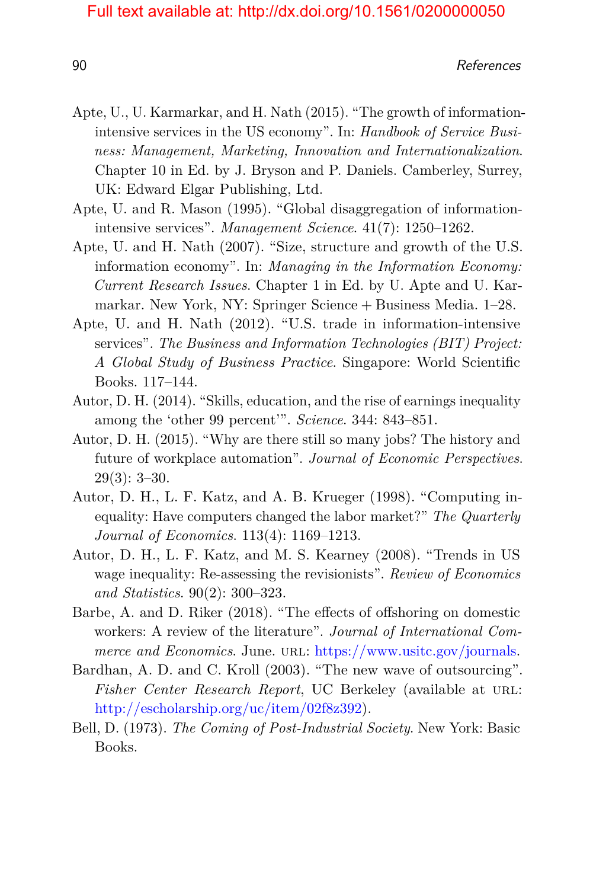Apte, U., U. Karmarkar, and H. Nath (2015). "The growth of information-intensive services in the US economy". In: *Handbook of Service Business: Management, Marketing, Innovation and Internationalization*. Chapter 10 in Ed. by J. Bryson and P. Daniels. Camberley, Surrey, UK: Edward Elgar Publishing, Ltd.

Apte, U. and R. Mason (1995). "Global disaggregation of information-intensive services". *Management Science*. 41(7): 1250–1262.

Apte, U. and H. Nath (2007). "Size, structure and growth of the U.S. information economy". In: *Managing in the Information Economy: Current Research Issues*. Chapter 1 in Ed. by U. Apte and U. Karmarkar. New York, NY: Springer Science + Business Media. 1–28.

Apte, U. and H. Nath (2012). "U.S. trade in information-intensive services". *The Business and Information Technologies (BIT) Project: A Global Study of Business Practice*. Singapore: World Scientific Books. 117–144.

Autor, D. H. (2014). "Skills, education, and the rise of earnings inequality among the 'other 99 percent'". *Science*. 344: 843–851.

Autor, D. H. (2015). "Why are there still so many jobs? The history and future of workplace automation". *Journal of Economic Perspectives*. 29(3): 3–30.

Autor, D. H., L. F. Katz, and A. B. Krueger (1998). "Computing inequality: Have computers changed the labor market?" *The Quarterly Journal of Economics*. 113(4): 1169–1213.

Autor, D. H., L. F. Katz, and M. S. Kearney (2008). "Trends in US wage inequality: Re-assessing the revisionists". *Review of Economics and Statistics*. 90(2): 300–323.

Barbe, A. and D. Riker (2018). "The effects of offshoring on domestic workers: A review of the literature". *Journal of International Commerce and Economics*. June. URL: https://www.usitc.gov/journals.

Bardhan, A. D. and C. Kroll (2003). "The new wave of outsourcing". *Fisher Center Research Report*, UC Berkeley (available at URL: http://escholarship.org/uc/item/02f8z392).

Bell, D. (1973). *The Coming of Post-Industrial Society*. New York: Basic Books.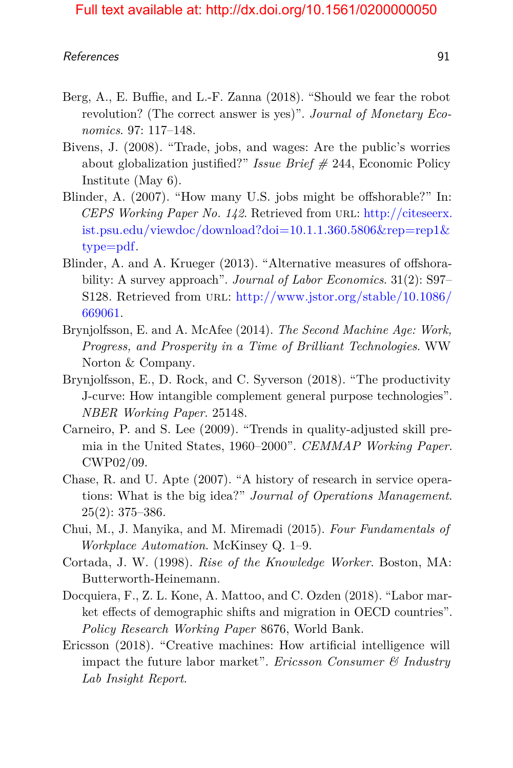Berg, A., E. Buffie, and L.-F. Zanna (2018). "Should we fear the robot revolution? (The correct answer is yes)". *Journal of Monetary Economics*. 97: 117–148.

Bivens, J. (2008). "Trade, jobs, and wages: Are the public's worries about globalization justified?" *Issue Brief* # 244, Economic Policy Institute (May 6).

Blinder, A. (2007). "How many U.S. jobs might be offshorable?" In: *CEPS Working Paper No. 142*. Retrieved from URL: http://citeseerx.ist.psu.edu/viewdoc/download?doi=10.1.1.360.5806&rep=rep1&type=pdf.

Blinder, A. and A. Krueger (2013). "Alternative measures of offshorability: A survey approach". *Journal of Labor Economics*. 31(2): S97–S128. Retrieved from URL: http://www.jstor.org/stable/10.1086/669061.

Brynjolfsson, E. and A. McAfee (2014). *The Second Machine Age: Work, Progress, and Prosperity in a Time of Brilliant Technologies*. WW Norton & Company.

Brynjolfsson, E., D. Rock, and C. Syverson (2018). "The productivity J-curve: How intangible complement general purpose technologies". *NBER Working Paper*. 25148.

Carneiro, P. and S. Lee (2009). "Trends in quality-adjusted skill premia in the United States, 1960–2000". *CEMMAP Working Paper*. CWP02/09.

Chase, R. and U. Apte (2007). "A history of research in service operations: What is the big idea?" *Journal of Operations Management*. 25(2): 375–386.

Chui, M., J. Manyika, and M. Miremadi (2015). *Four Fundamentals of Workplace Automation*. McKinsey Q. 1–9.

Cortada, J. W. (1998). *Rise of the Knowledge Worker*. Boston, MA: Butterworth-Heinemann.

Docquiera, F., Z. L. Kone, A. Mattoo, and C. Ozden (2018). "Labor market effects of demographic shifts and migration in OECD countries". *Policy Research Working Paper* 8676, World Bank.

Ericsson (2018). "Creative machines: How artificial intelligence will impact the future labor market". *Ericsson Consumer & Industry Lab Insight Report*.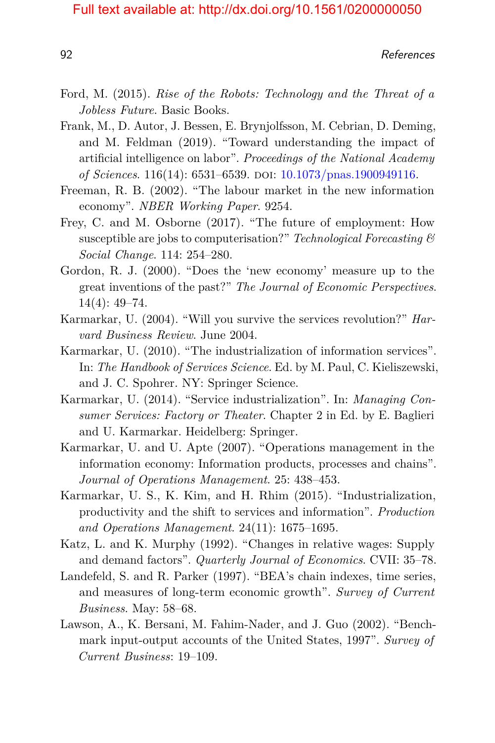Ford, M. (2015). *Rise of the Robots: Technology and the Threat of a Jobless Future*. Basic Books.

Frank, M., D. Autor, J. Bessen, E. Brynjolfsson, M. Cebrian, D. Deming, and M. Feldman (2019). "Toward understanding the impact of artificial intelligence on labor". *Proceedings of the National Academy of Sciences*. 116(14): 6531–6539. DOI: 10.1073/pnas.1900949116.

Freeman, R. B. (2002). "The labour market in the new information economy". *NBER Working Paper*. 9254.

Frey, C. and M. Osborne (2017). "The future of employment: How susceptible are jobs to computerisation?" *Technological Forecasting & Social Change*. 114: 254–280.

Gordon, R. J. (2000). "Does the 'new economy' measure up to the great inventions of the past?" *The Journal of Economic Perspectives*. 14(4): 49–74.

Karmarkar, U. (2004). "Will you survive the services revolution?" *Harvard Business Review*. June 2004.

Karmarkar, U. (2010). "The industrialization of information services". In: *The Handbook of Services Science*. Ed. by M. Paul, C. Kieliszewski, and J. C. Spohrer. NY: Springer Science.

Karmarkar, U. (2014). "Service industrialization". In: *Managing Consumer Services: Factory or Theater*. Chapter 2 in Ed. by E. Baglieri and U. Karmarkar. Heidelberg: Springer.

Karmarkar, U. and U. Apte (2007). "Operations management in the information economy: Information products, processes and chains". *Journal of Operations Management*. 25: 438–453.

Karmarkar, U. S., K. Kim, and H. Rhim (2015). "Industrialization, productivity and the shift to services and information". *Production and Operations Management*. 24(11): 1675–1695.

Katz, L. and K. Murphy (1992). "Changes in relative wages: Supply and demand factors". *Quarterly Journal of Economics*. CVII: 35–78.

Landefeld, S. and R. Parker (1997). "BEA's chain indexes, time series, and measures of long-term economic growth". *Survey of Current Business*. May: 58–68.

Lawson, A., K. Bersani, M. Fahim-Nader, and J. Guo (2002). "Benchmark input-output accounts of the United States, 1997". *Survey of Current Business*: 19–109.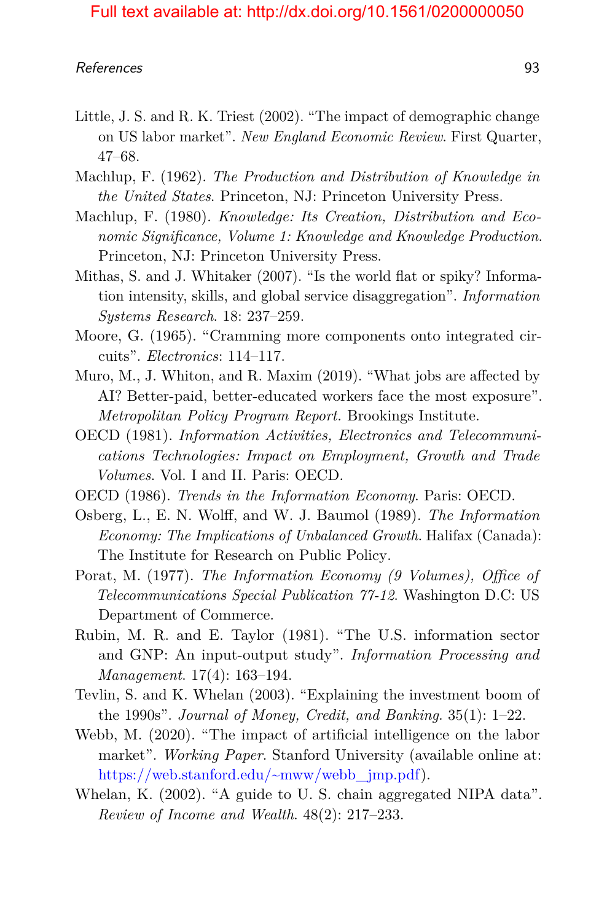Little, J. S. and R. K. Triest (2002). "The impact of demographic change on US labor market". *New England Economic Review*. First Quarter, 47–68.

Machlup, F. (1962). *The Production and Distribution of Knowledge in the United States*. Princeton, NJ: Princeton University Press.

Machlup, F. (1980). *Knowledge: Its Creation, Distribution and Economic Significance, Volume 1: Knowledge and Knowledge Production*. Princeton, NJ: Princeton University Press.

Mithas, S. and J. Whitaker (2007). "Is the world flat or spiky? Information intensity, skills, and global service disaggregation". *Information Systems Research*. 18: 237–259.

Moore, G. (1965). "Cramming more components onto integrated circuits". *Electronics*: 114–117.

Muro, M., J. Whiton, and R. Maxim (2019). "What jobs are affected by AI? Better-paid, better-educated workers face the most exposure". *Metropolitan Policy Program Report.* Brookings Institute.

OECD (1981). *Information Activities, Electronics and Telecommunications Technologies: Impact on Employment, Growth and Trade Volumes*. Vol. I and II. Paris: OECD.

OECD (1986). *Trends in the Information Economy*. Paris: OECD.

Osberg, L., E. N. Wolff, and W. J. Baumol (1989). *The Information Economy: The Implications of Unbalanced Growth*. Halifax (Canada): The Institute for Research on Public Policy.

Porat, M. (1977). *The Information Economy (9 Volumes), Office of Telecommunications Special Publication 77-12*. Washington D.C: US Department of Commerce.

Rubin, M. R. and E. Taylor (1981). "The U.S. information sector and GNP: An input-output study". *Information Processing and Management*. 17(4): 163–194.

Tevlin, S. and K. Whelan (2003). "Explaining the investment boom of the 1990s". *Journal of Money, Credit, and Banking*. 35(1): 1–22.

Webb, M. (2020). "The impact of artificial intelligence on the labor market". *Working Paper*. Stanford University (available online at: https://web.stanford.edu/~mww/webb_jmp.pdf).

Whelan, K. (2002). "A guide to U. S. chain aggregated NIPA data". *Review of Income and Wealth*. 48(2): 217–233.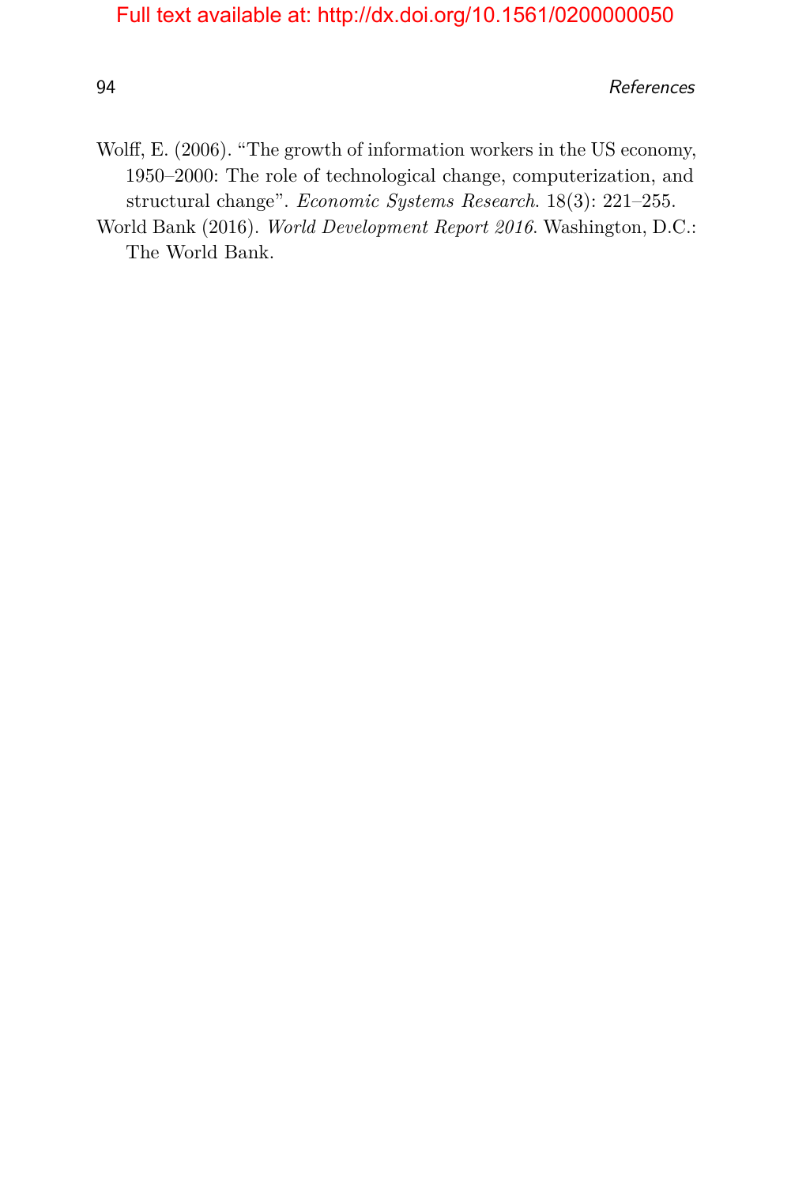Wolff, E. (2006). "The growth of information workers in the US economy, 1950–2000: The role of technological change, computerization, and structural change". *Economic Systems Research*. 18(3): 221–255.

World Bank (2016). *World Development Report 2016*. Washington, D.C.: The World Bank.